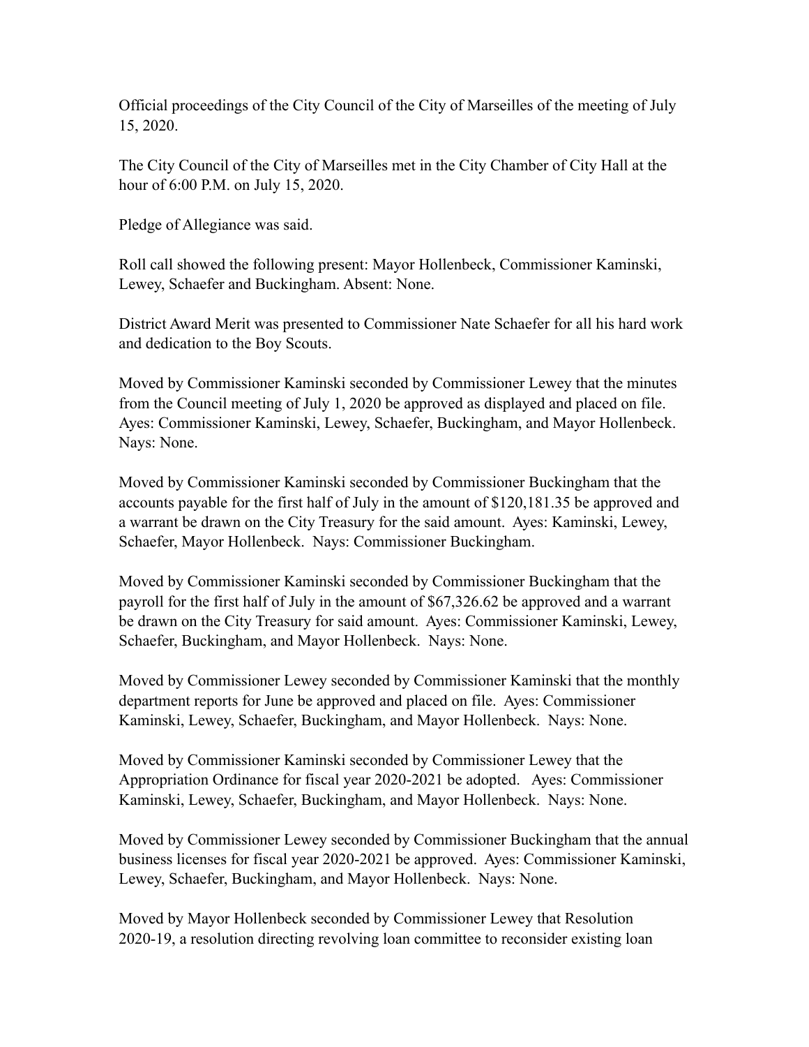Official proceedings of the City Council of the City of Marseilles of the meeting of July 15, 2020.

The City Council of the City of Marseilles met in the City Chamber of City Hall at the hour of 6:00 P.M. on July 15, 2020.

Pledge of Allegiance was said.

Roll call showed the following present: Mayor Hollenbeck, Commissioner Kaminski, Lewey, Schaefer and Buckingham. Absent: None.

District Award Merit was presented to Commissioner Nate Schaefer for all his hard work and dedication to the Boy Scouts.

Moved by Commissioner Kaminski seconded by Commissioner Lewey that the minutes from the Council meeting of July 1, 2020 be approved as displayed and placed on file. Ayes: Commissioner Kaminski, Lewey, Schaefer, Buckingham, and Mayor Hollenbeck. Nays: None.

Moved by Commissioner Kaminski seconded by Commissioner Buckingham that the accounts payable for the first half of July in the amount of $120,181.35 be approved and a warrant be drawn on the City Treasury for the said amount. Ayes: Kaminski, Lewey, Schaefer, Mayor Hollenbeck. Nays: Commissioner Buckingham.

Moved by Commissioner Kaminski seconded by Commissioner Buckingham that the payroll for the first half of July in the amount of $67,326.62 be approved and a warrant be drawn on the City Treasury for said amount. Ayes: Commissioner Kaminski, Lewey, Schaefer, Buckingham, and Mayor Hollenbeck. Nays: None.

Moved by Commissioner Lewey seconded by Commissioner Kaminski that the monthly department reports for June be approved and placed on file. Ayes: Commissioner Kaminski, Lewey, Schaefer, Buckingham, and Mayor Hollenbeck. Nays: None.

Moved by Commissioner Kaminski seconded by Commissioner Lewey that the Appropriation Ordinance for fiscal year 2020-2021 be adopted. Ayes: Commissioner Kaminski, Lewey, Schaefer, Buckingham, and Mayor Hollenbeck. Nays: None.

Moved by Commissioner Lewey seconded by Commissioner Buckingham that the annual business licenses for fiscal year 2020-2021 be approved. Ayes: Commissioner Kaminski, Lewey, Schaefer, Buckingham, and Mayor Hollenbeck. Nays: None.

Moved by Mayor Hollenbeck seconded by Commissioner Lewey that Resolution 2020-19, a resolution directing revolving loan committee to reconsider existing loan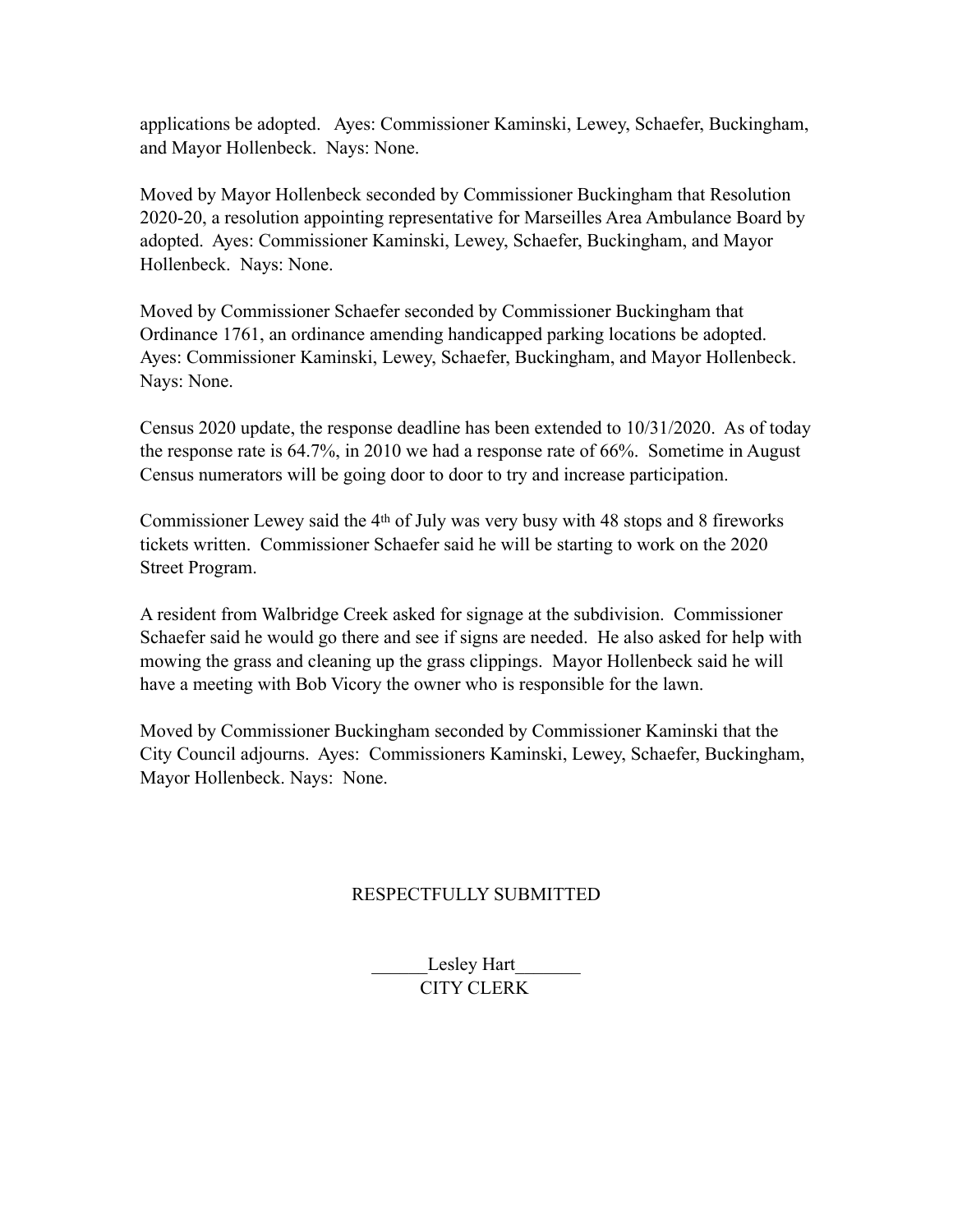applications be adopted. Ayes: Commissioner Kaminski, Lewey, Schaefer, Buckingham, and Mayor Hollenbeck. Nays: None.

Moved by Mayor Hollenbeck seconded by Commissioner Buckingham that Resolution 2020-20, a resolution appointing representative for Marseilles Area Ambulance Board by adopted. Ayes: Commissioner Kaminski, Lewey, Schaefer, Buckingham, and Mayor Hollenbeck. Nays: None.

Moved by Commissioner Schaefer seconded by Commissioner Buckingham that Ordinance 1761, an ordinance amending handicapped parking locations be adopted. Ayes: Commissioner Kaminski, Lewey, Schaefer, Buckingham, and Mayor Hollenbeck. Nays: None.

Census 2020 update, the response deadline has been extended to 10/31/2020. As of today the response rate is 64.7%, in 2010 we had a response rate of 66%. Sometime in August Census numerators will be going door to door to try and increase participation.

Commissioner Lewey said the 4th of July was very busy with 48 stops and 8 fireworks tickets written. Commissioner Schaefer said he will be starting to work on the 2020 Street Program.

A resident from Walbridge Creek asked for signage at the subdivision. Commissioner Schaefer said he would go there and see if signs are needed. He also asked for help with mowing the grass and cleaning up the grass clippings. Mayor Hollenbeck said he will have a meeting with Bob Vicory the owner who is responsible for the lawn.

Moved by Commissioner Buckingham seconded by Commissioner Kaminski that the City Council adjourns. Ayes: Commissioners Kaminski, Lewey, Schaefer, Buckingham, Mayor Hollenbeck. Nays: None.

RESPECTFULLY SUBMITTED

______Lesley Hart_______
CITY CLERK